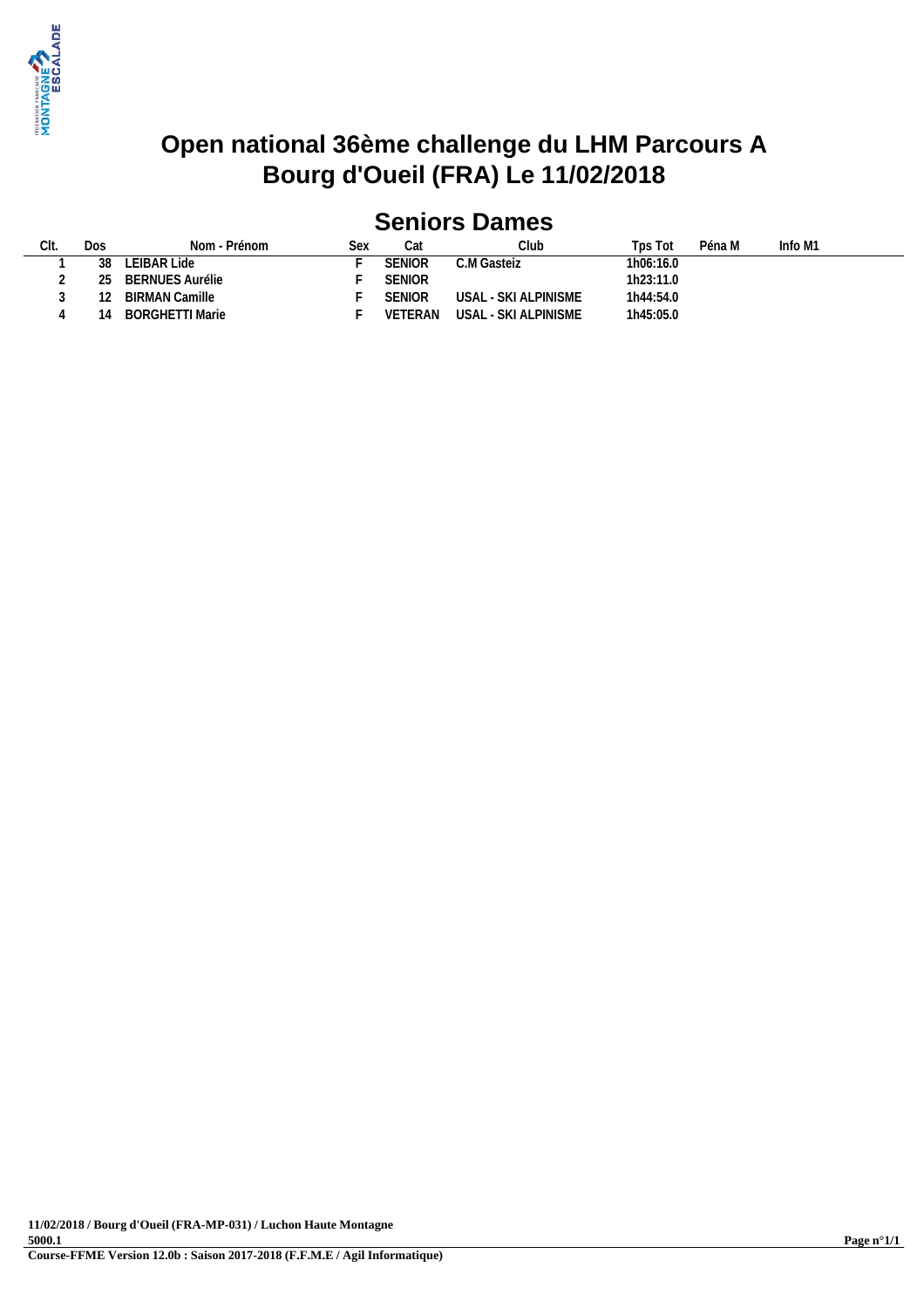# Open national 36ème challenge du LHM Parcours A
# Bourg d'Oueil (FRA) Le 11/02/2018

## Seniors Dames

| Clt. | Dos | Nom - Prénom | Sex | Cat | Club | Tps Tot | Péna M | Info M1 |
|---|---|---|---|---|---|---|---|---|
| 1 | 38 | LEIBAR Lide | F | SENIOR | C.M Gasteiz | 1h06:16.0 | | |
| 2 | 25 | BERNUES Aurélie | F | SENIOR | | 1h23:11.0 | | |
| 3 | 12 | BIRMAN Camille | F | SENIOR | USAL - SKI ALPINISME | 1h44:54.0 | | |
| 4 | 14 | BORGHETTI Marie | F | VETERAN | USAL - SKI ALPINISME | 1h45:05.0 | | |

11/02/2018 / Bourg d'Oueil (FRA-MP-031) / Luchon Haute Montagne
5000.1
Course-FFME Version 12.0b : Saison 2017-2018 (F.F.M.E / Agil Informatique)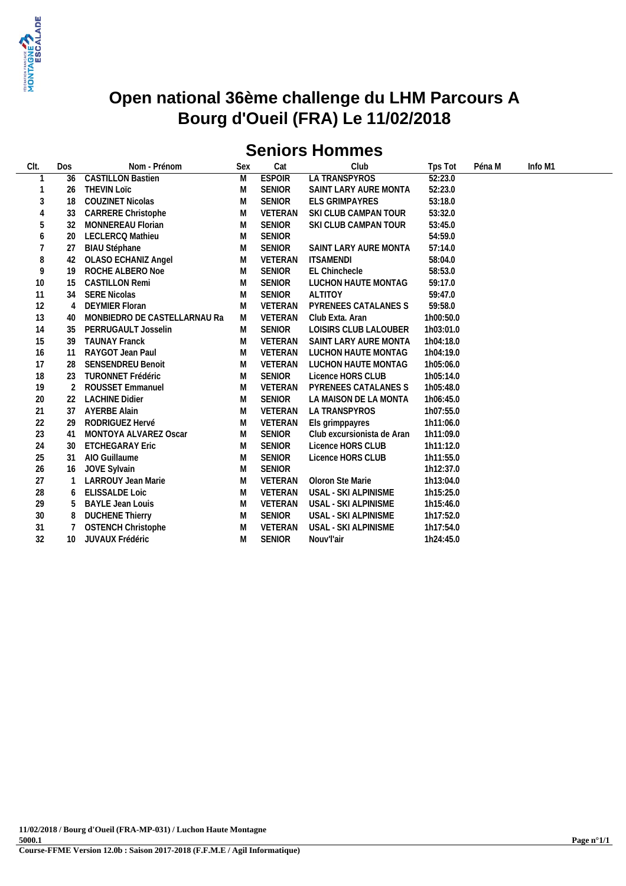# Open national 36ème challenge du LHM Parcours A
# Bourg d'Oueil (FRA) Le 11/02/2018

## Seniors Hommes

| Clt. | Dos | Nom - Prénom | Sex | Cat | Club | Tps Tot | Péna M | Info M1 |
|---|---|---|---|---|---|---|---|---|
| 1 | 36 | CASTILLON Bastien | M | ESPOIR | LA TRANSPYROS | 52:23.0 | | |
| 1 | 26 | THEVIN Loïc | M | SENIOR | SAINT LARY AURE MONTA | 52:23.0 | | |
| 3 | 18 | COUZINET Nicolas | M | SENIOR | ELS GRIMPAYRES | 53:18.0 | | |
| 4 | 33 | CARRERE Christophe | M | VETERAN | SKI CLUB CAMPAN TOUR | 53:32.0 | | |
| 5 | 32 | MONNEREAU Florian | M | SENIOR | SKI CLUB CAMPAN TOUR | 53:45.0 | | |
| 6 | 20 | LECLERCQ Mathieu | M | SENIOR | | 54:59.0 | | |
| 7 | 27 | BIAU Stéphane | M | SENIOR | SAINT LARY AURE MONTA | 57:14.0 | | |
| 8 | 42 | OLASO ECHANIZ Angel | M | VETERAN | ITSAMENDI | 58:04.0 | | |
| 9 | 19 | ROCHE ALBERO Noe | M | SENIOR | EL Chinchecle | 58:53.0 | | |
| 10 | 15 | CASTILLON Remi | M | SENIOR | LUCHON HAUTE MONTAG | 59:17.0 | | |
| 11 | 34 | SERE Nicolas | M | SENIOR | ALTITOY | 59:47.0 | | |
| 12 | 4 | DEYMIER Floran | M | VETERAN | PYRENEES CATALANES S | 59:58.0 | | |
| 13 | 40 | MONBIEDRO DE CASTELLARNAU Ra | M | VETERAN | Club Exta. Aran | 1h00:50.0 | | |
| 14 | 35 | PERRUGAULT Josselin | M | SENIOR | LOISIRS CLUB LALOUBER | 1h03:01.0 | | |
| 15 | 39 | TAUNAY Franck | M | VETERAN | SAINT LARY AURE MONTA | 1h04:18.0 | | |
| 16 | 11 | RAYGOT Jean Paul | M | VETERAN | LUCHON HAUTE MONTAG | 1h04:19.0 | | |
| 17 | 28 | SENSENDREU Benoit | M | VETERAN | LUCHON HAUTE MONTAG | 1h05:06.0 | | |
| 18 | 23 | TURONNET Frédéric | M | SENIOR | Licence HORS CLUB | 1h05:14.0 | | |
| 19 | 2 | ROUSSET Emmanuel | M | VETERAN | PYRENEES CATALANES S | 1h05:48.0 | | |
| 20 | 22 | LACHINE Didier | M | SENIOR | LA MAISON DE LA MONTA | 1h06:45.0 | | |
| 21 | 37 | AYERBE Alain | M | VETERAN | LA TRANSPYROS | 1h07:55.0 | | |
| 22 | 29 | RODRIGUEZ Hervé | M | VETERAN | Els grimppayres | 1h11:06.0 | | |
| 23 | 41 | MONTOYA ALVAREZ Oscar | M | SENIOR | Club excursionista de Aran | 1h11:09.0 | | |
| 24 | 30 | ETCHEGARAY Eric | M | SENIOR | Licence HORS CLUB | 1h11:12.0 | | |
| 25 | 31 | AIO Guillaume | M | SENIOR | Licence HORS CLUB | 1h11:55.0 | | |
| 26 | 16 | JOVE Sylvain | M | SENIOR | | 1h12:37.0 | | |
| 27 | 1 | LARROUY Jean Marie | M | VETERAN | Oloron Ste Marie | 1h13:04.0 | | |
| 28 | 6 | ELISSALDE Loic | M | VETERAN | USAL - SKI ALPINISME | 1h15:25.0 | | |
| 29 | 5 | BAYLE Jean Louis | M | VETERAN | USAL - SKI ALPINISME | 1h15:46.0 | | |
| 30 | 8 | DUCHENE Thierry | M | SENIOR | USAL - SKI ALPINISME | 1h17:52.0 | | |
| 31 | 7 | OSTENCH Christophe | M | VETERAN | USAL - SKI ALPINISME | 1h17:54.0 | | |
| 32 | 10 | JUVAUX Frédéric | M | SENIOR | Nouv'l'air | 1h24:45.0 | | |

**11/02/2018 / Bourg d'Oueil (FRA-MP-031) / Luchon Haute Montagne**
**5000.1**
**Course-FFME Version 12.0b : Saison 2017-2018 (F.F.M.E / Agil Informatique)**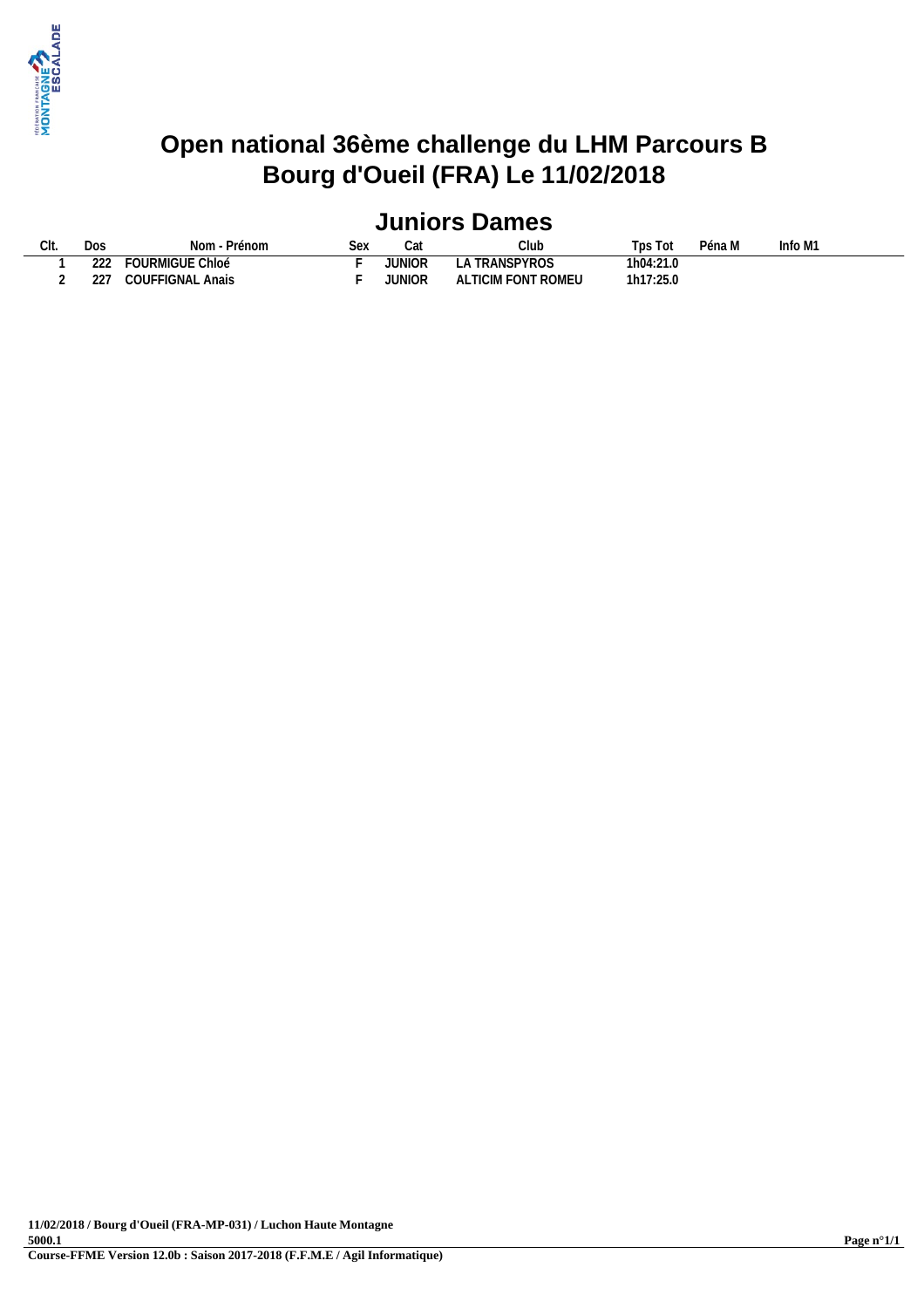# Open national 36ème challenge du LHM Parcours B
# Bourg d'Oueil (FRA) Le 11/02/2018

## Juniors Dames

| Clt. | Dos | Nom - Prénom | Sex | Cat | Club | Tps Tot | Péna M | Info M1 |
|---|---|---|---|---|---|---|---|---|
| 1 | 222 | FOURMIGUE Chloé | F | JUNIOR | LA TRANSPYROS | 1h04:21.0 | | |
| 2 | 227 | COUFFIGNAL Anais | F | JUNIOR | ALTICIM FONT ROMEU | 1h17:25.0 | | |

**11/02/2018 / Bourg d'Oueil (FRA-MP-031) / Luchon Haute Montagne**
**5000.1**
**Course-FFME Version 12.0b : Saison 2017-2018 (F.F.M.E / Agil Informatique)**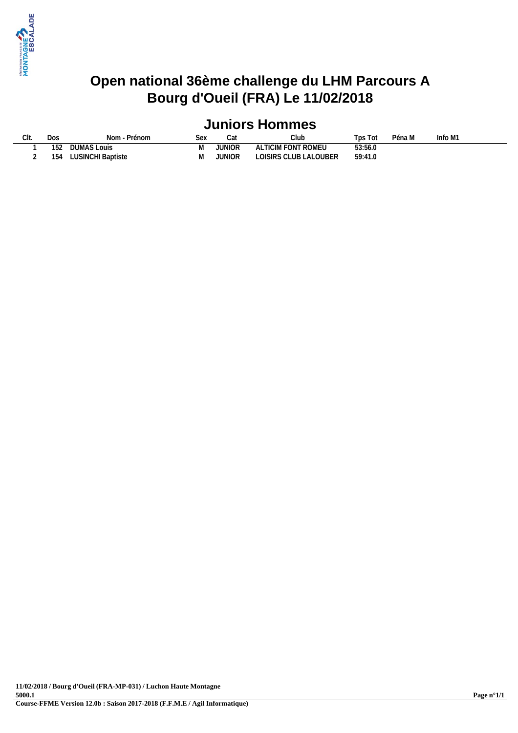# Open national 36ème challenge du LHM Parcours A
# Bourg d'Oueil (FRA) Le 11/02/2018

## Juniors Hommes

| Clt. | Dos | Nom - Prénom | Sex | Cat | Club | Tps Tot | Péna M | Info M1 |
|---|---|---|---|---|---|---|---|---|
| 1 | 152 | DUMAS Louis | M | JUNIOR | ALTICIM FONT ROMEU | 53:56.0 | | |
| 2 | 154 | LUSINCHI Baptiste | M | JUNIOR | LOISIRS CLUB LALOUBER | 59:41.0 | | |

11/02/2018 / Bourg d'Oueil (FRA-MP-031) / Luchon Haute Montagne
5000.1
Course-FFME Version 12.0b : Saison 2017-2018 (F.F.M.E / Agil Informatique)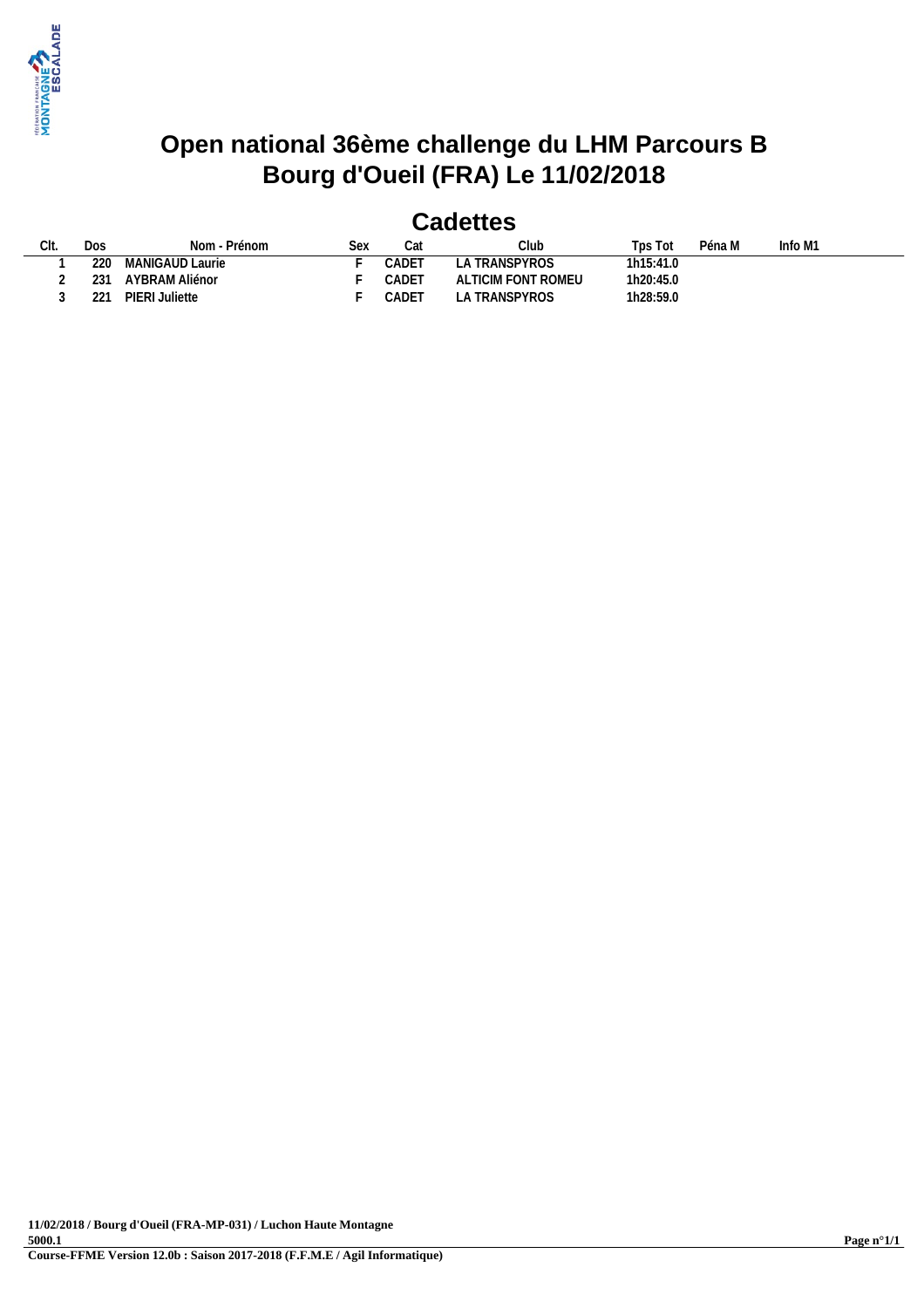# Open national 36ème challenge du LHM Parcours B
# Bourg d'Oueil (FRA) Le 11/02/2018

## Cadettes

| Clt. | Dos | Nom - Prénom | Sex | Cat | Club | Tps Tot | Péna M | Info M1 |
|---|---|---|---|---|---|---|---|---|
| 1 | 220 | MANIGAUD Laurie | F | CADET | LA TRANSPYROS | 1h15:41.0 | | |
| 2 | 231 | AYBRAM Aliénor | F | CADET | ALTICIM FONT ROMEU | 1h20:45.0 | | |
| 3 | 221 | PIERI Juliette | F | CADET | LA TRANSPYROS | 1h28:59.0 | | |

11/02/2018 / Bourg d'Oueil (FRA-MP-031) / Luchon Haute Montagne
5000.1
Course-FFME Version 12.0b : Saison 2017-2018 (F.F.M.E / Agil Informatique)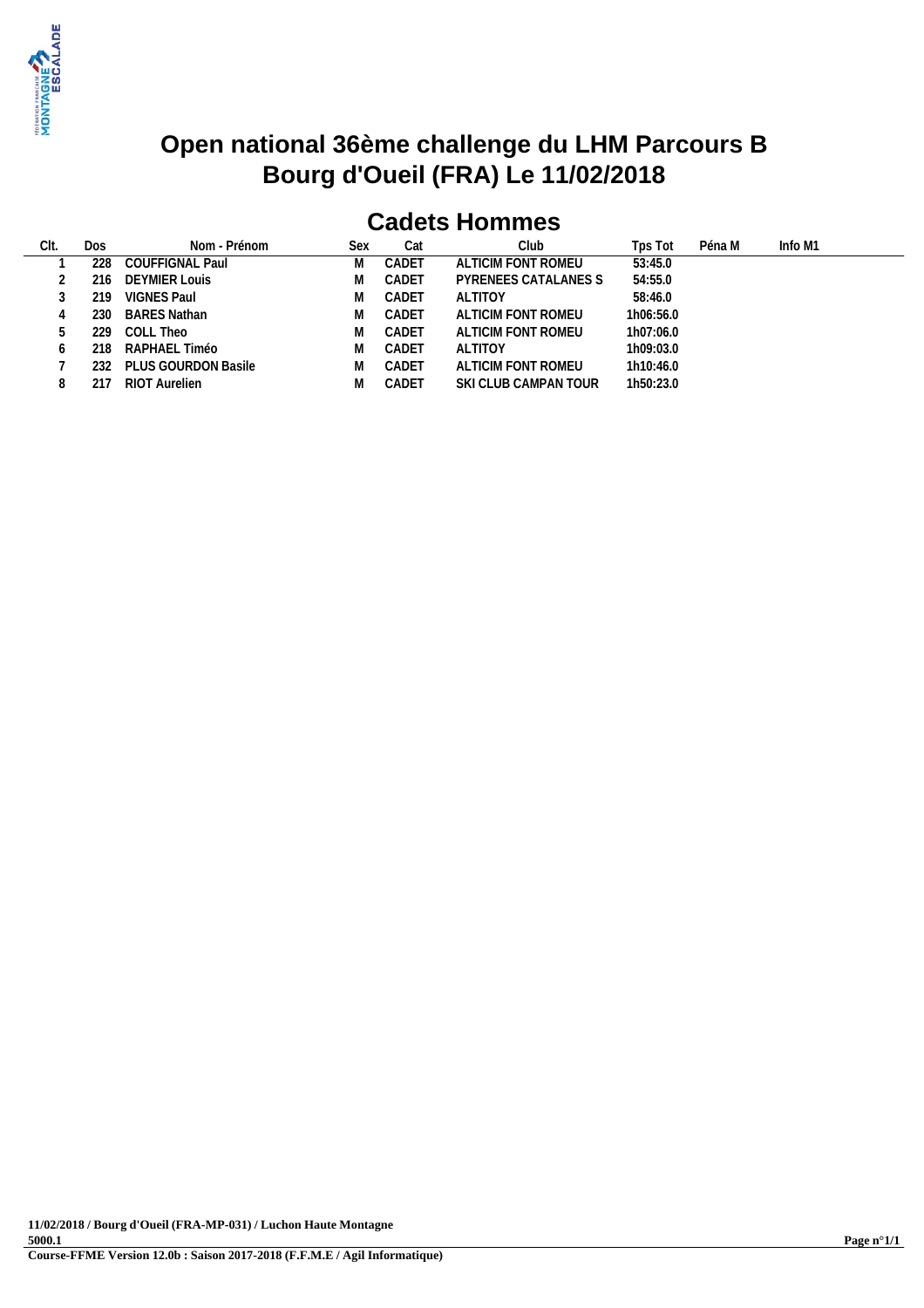# Open national 36ème challenge du LHM Parcours B
# Bourg d'Oueil (FRA) Le 11/02/2018

## Cadets Hommes

| Clt. | Dos | Nom - Prénom | Sex | Cat | Club | Tps Tot | Péna M | Info M1 |
|---|---|---|---|---|---|---|---|---|
| 1 | 228 | COUFFIGNAL Paul | M | CADET | ALTICIM FONT ROMEU | 53:45.0 | | |
| 2 | 216 | DEYMIER Louis | M | CADET | PYRENEES CATALANES S | 54:55.0 | | |
| 3 | 219 | VIGNES Paul | M | CADET | ALTITOY | 58:46.0 | | |
| 4 | 230 | BARES Nathan | M | CADET | ALTICIM FONT ROMEU | 1h06:56.0 | | |
| 5 | 229 | COLL Theo | M | CADET | ALTICIM FONT ROMEU | 1h07:06.0 | | |
| 6 | 218 | RAPHAEL Timéo | M | CADET | ALTITOY | 1h09:03.0 | | |
| 7 | 232 | PLUS GOURDON Basile | M | CADET | ALTICIM FONT ROMEU | 1h10:46.0 | | |
| 8 | 217 | RIOT Aurelien | M | CADET | SKI CLUB CAMPAN TOUR | 1h50:23.0 | | |

**11/02/2018 / Bourg d'Oueil (FRA-MP-031) / Luchon Haute Montagne**
**5000.1**
**Course-FFME Version 12.0b : Saison 2017-2018 (F.F.M.E / Agil Informatique)**